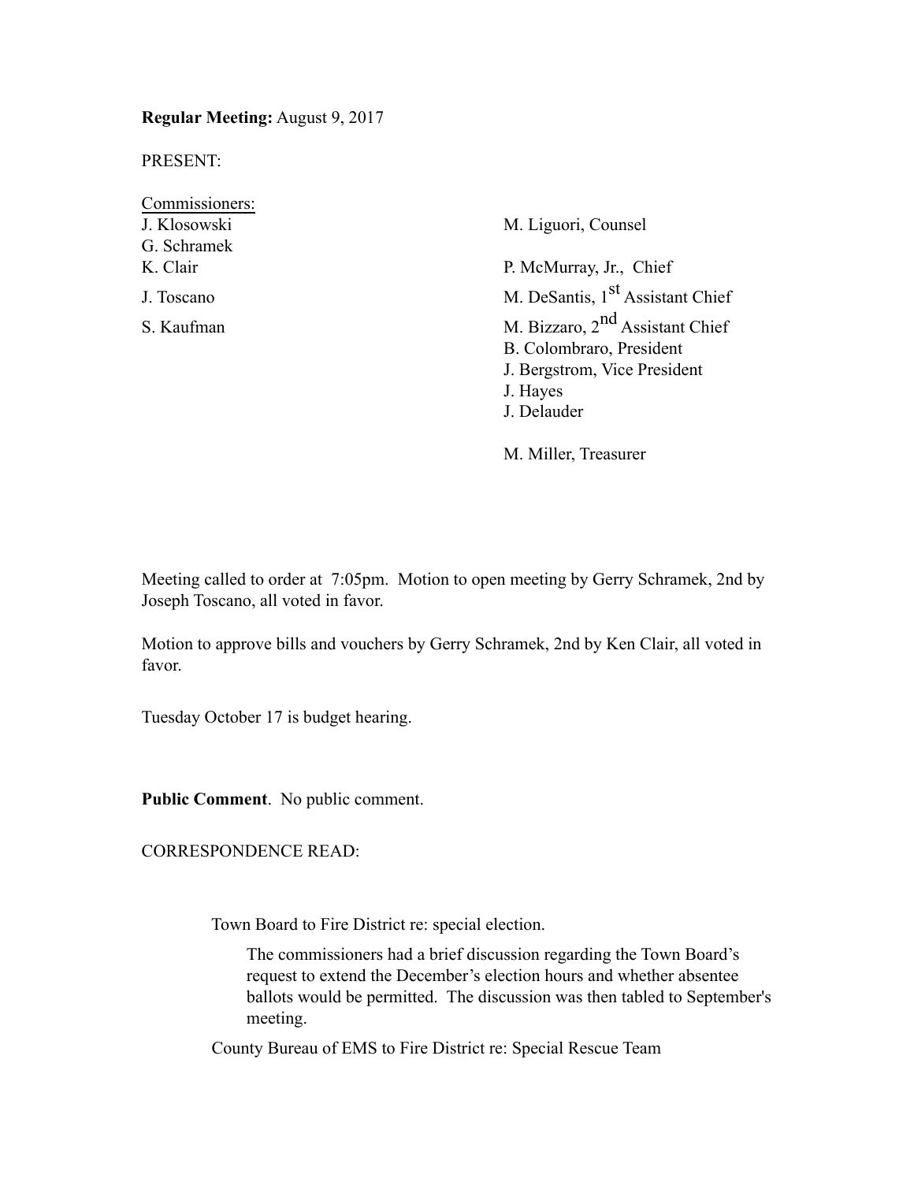**Regular Meeting:** August 9, 2017

PRESENT:

Commissioners:
J. Klosowski
G. Schramek
K. Clair
J. Toscano
S. Kaufman

M. Liguori, Counsel

P. McMurray, Jr., Chief
M. DeSantis, 1st Assistant Chief
M. Bizzaro, 2nd Assistant Chief
B. Colombraro, President
J. Bergstrom, Vice President
J. Hayes
J. Delauder

M. Miller, Treasurer

Meeting called to order at 7:05pm. Motion to open meeting by Gerry Schramek, 2nd by Joseph Toscano, all voted in favor.

Motion to approve bills and vouchers by Gerry Schramek, 2nd by Ken Clair, all voted in favor.

Tuesday October 17 is budget hearing.

**Public Comment**. No public comment.

CORRESPONDENCE READ:

Town Board to Fire District re: special election.

The commissioners had a brief discussion regarding the Town Board's request to extend the December's election hours and whether absentee ballots would be permitted. The discussion was then tabled to September's meeting.

County Bureau of EMS to Fire District re: Special Rescue Team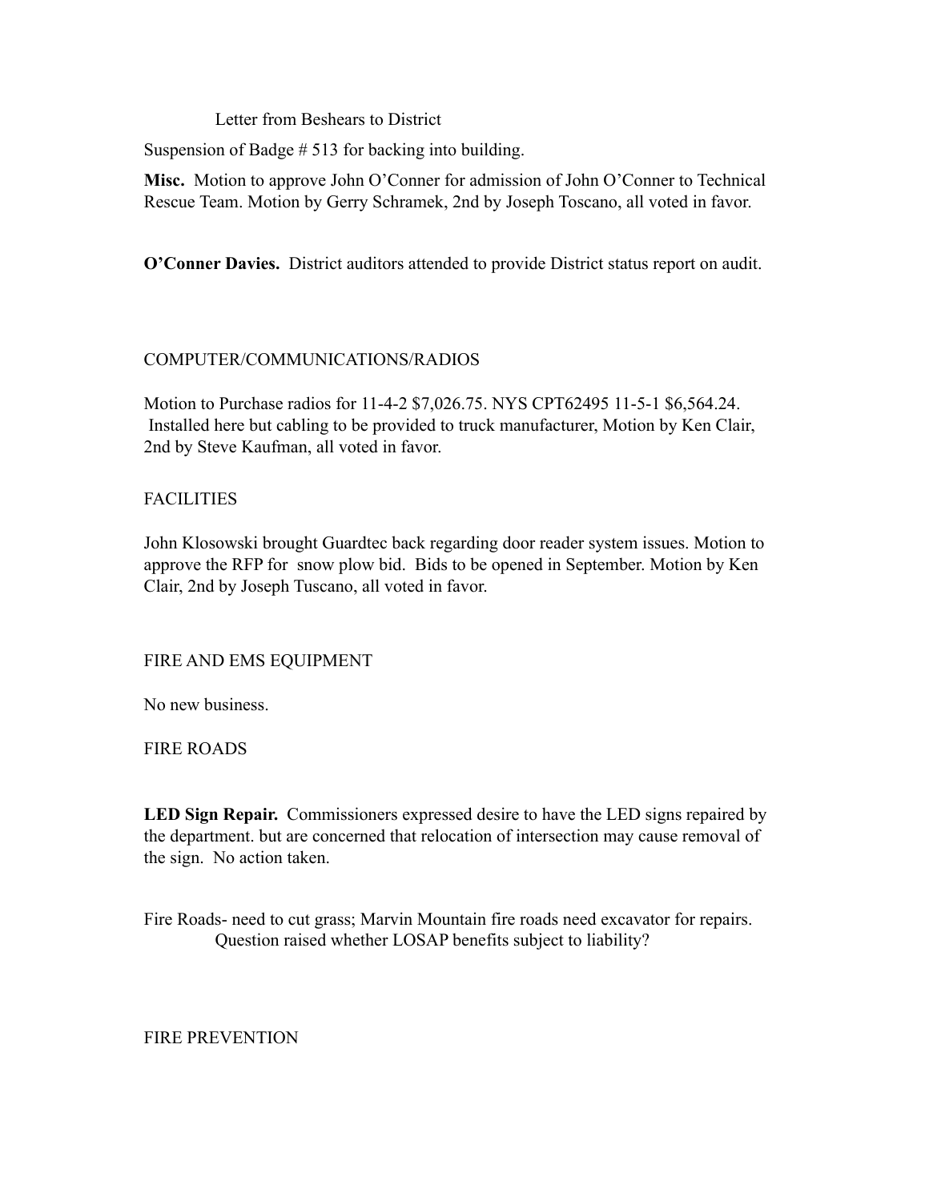Letter from Beshears to District

Suspension of Badge # 513 for backing into building.

**Misc.** Motion to approve John O'Conner for admission of John O'Conner to Technical Rescue Team. Motion by Gerry Schramek, 2nd by Joseph Toscano, all voted in favor.

**O'Conner Davies.** District auditors attended to provide District status report on audit.

COMPUTER/COMMUNICATIONS/RADIOS

Motion to Purchase radios for 11-4-2 $7,026.75. NYS CPT62495 11-5-1 $6,564.24. Installed here but cabling to be provided to truck manufacturer, Motion by Ken Clair, 2nd by Steve Kaufman, all voted in favor.

FACILITIES

John Klosowski brought Guardtec back regarding door reader system issues. Motion to approve the RFP for snow plow bid. Bids to be opened in September. Motion by Ken Clair, 2nd by Joseph Tuscano, all voted in favor.

FIRE AND EMS EQUIPMENT

No new business.

FIRE ROADS

**LED Sign Repair.** Commissioners expressed desire to have the LED signs repaired by the department. but are concerned that relocation of intersection may cause removal of the sign. No action taken.

Fire Roads- need to cut grass; Marvin Mountain fire roads need excavator for repairs.
Question raised whether LOSAP benefits subject to liability?

FIRE PREVENTION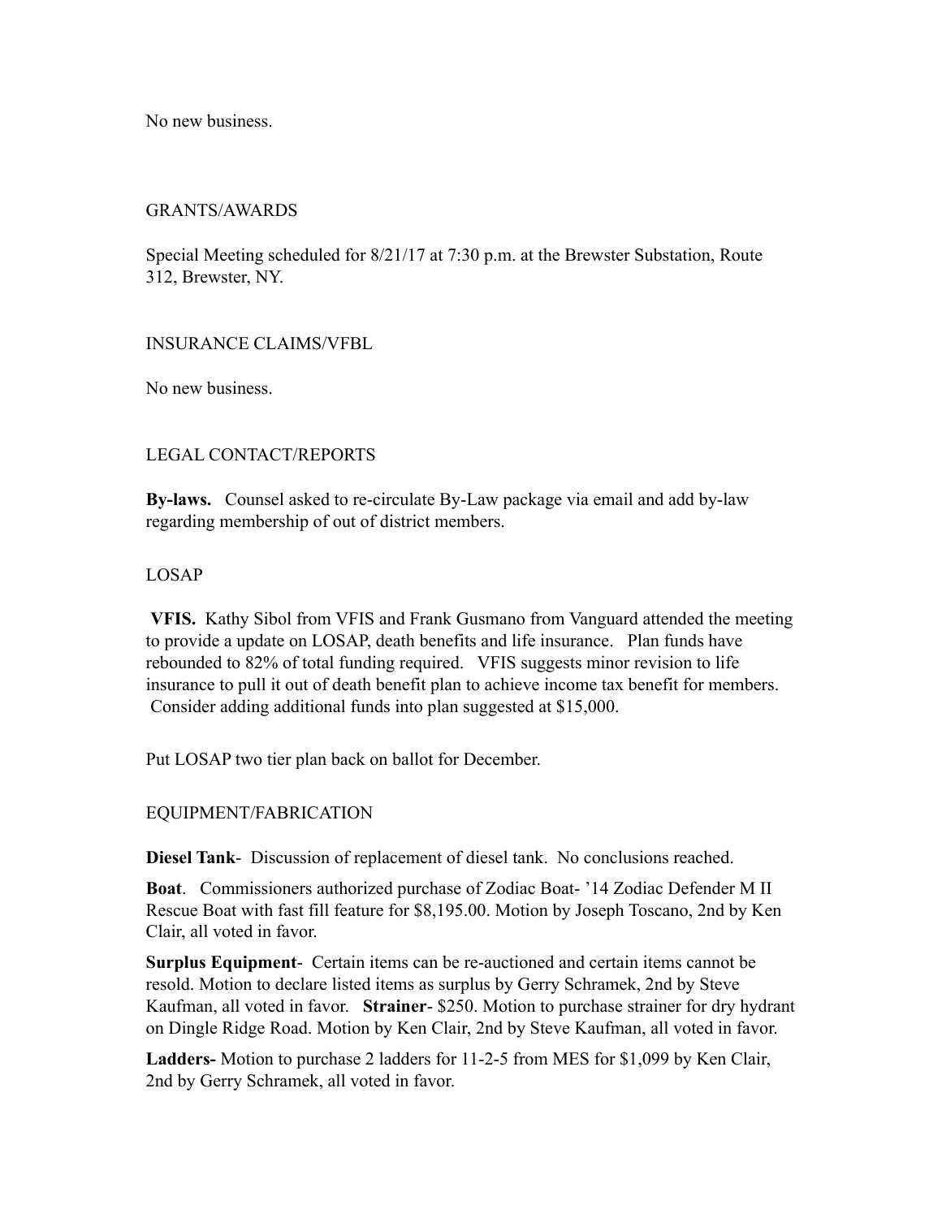No new business.

GRANTS/AWARDS

Special Meeting scheduled for 8/21/17 at 7:30 p.m. at the Brewster Substation, Route 312, Brewster, NY.

INSURANCE CLAIMS/VFBL

No new business.

LEGAL CONTACT/REPORTS

**By-laws.** Counsel asked to re-circulate By-Law package via email and add by-law regarding membership of out of district members.

LOSAP

**VFIS.** Kathy Sibol from VFIS and Frank Gusmano from Vanguard attended the meeting to provide a update on LOSAP, death benefits and life insurance. Plan funds have rebounded to 82% of total funding required. VFIS suggests minor revision to life insurance to pull it out of death benefit plan to achieve income tax benefit for members. Consider adding additional funds into plan suggested at $15,000.

Put LOSAP two tier plan back on ballot for December.

EQUIPMENT/FABRICATION

**Diesel Tank**- Discussion of replacement of diesel tank. No conclusions reached.

**Boat**. Commissioners authorized purchase of Zodiac Boat- '14 Zodiac Defender M II Rescue Boat with fast fill feature for $8,195.00. Motion by Joseph Toscano, 2nd by Ken Clair, all voted in favor.

**Surplus Equipment**- Certain items can be re-auctioned and certain items cannot be resold. Motion to declare listed items as surplus by Gerry Schramek, 2nd by Steve Kaufman, all voted in favor. **Strainer**- $250. Motion to purchase strainer for dry hydrant on Dingle Ridge Road. Motion by Ken Clair, 2nd by Steve Kaufman, all voted in favor.

**Ladders-** Motion to purchase 2 ladders for 11-2-5 from MES for $1,099 by Ken Clair, 2nd by Gerry Schramek, all voted in favor.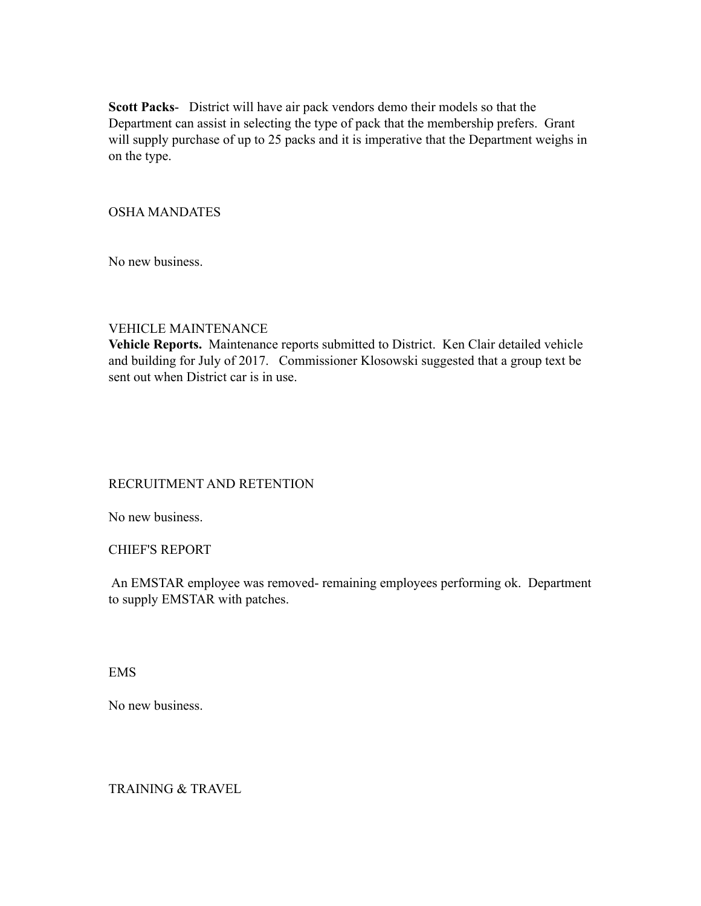**Scott Packs**- District will have air pack vendors demo their models so that the Department can assist in selecting the type of pack that the membership prefers. Grant will supply purchase of up to 25 packs and it is imperative that the Department weighs in on the type.

## OSHA MANDATES

No new business.

## VEHICLE MAINTENANCE

**Vehicle Reports.** Maintenance reports submitted to District. Ken Clair detailed vehicle and building for July of 2017. Commissioner Klosowski suggested that a group text be sent out when District car is in use.

## RECRUITMENT AND RETENTION

No new business.

## CHIEF'S REPORT

An EMSTAR employee was removed- remaining employees performing ok. Department to supply EMSTAR with patches.

## EMS

No new business.

## TRAINING & TRAVEL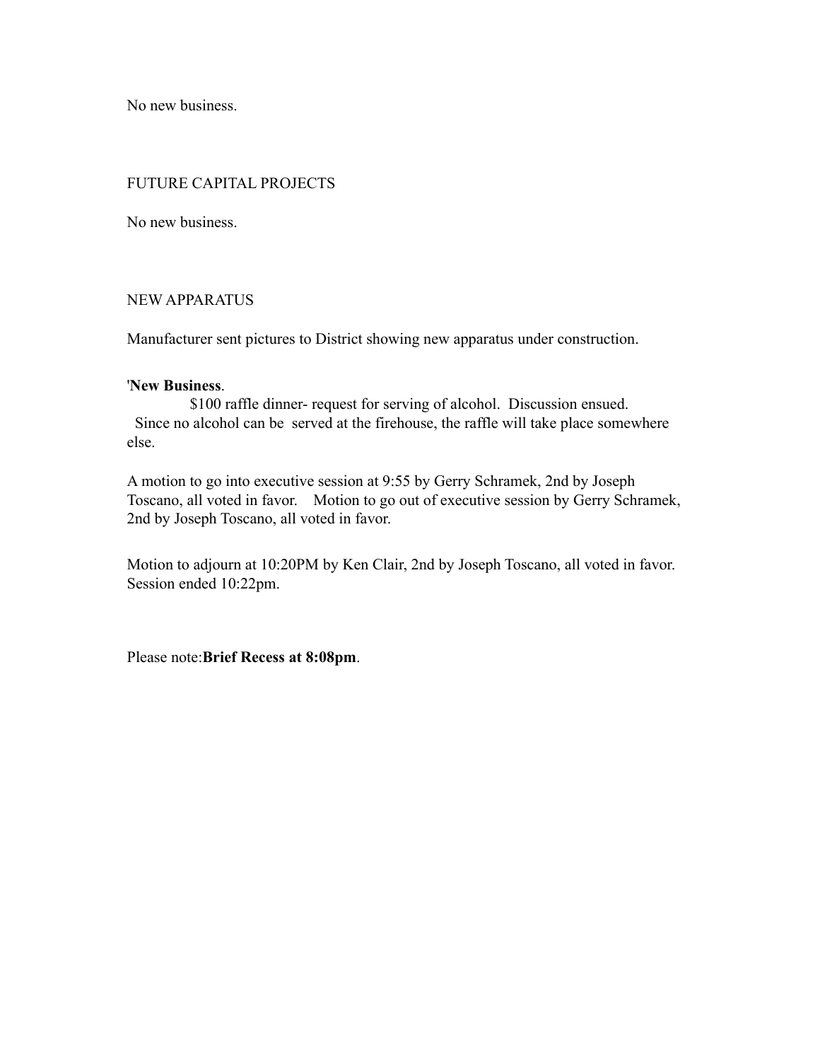No new business.

FUTURE CAPITAL PROJECTS

No new business.

NEW APPARATUS

Manufacturer sent pictures to District showing new apparatus under construction.

'**New Business**.

$100 raffle dinner- request for serving of alcohol. Discussion ensued. Since no alcohol can be served at the firehouse, the raffle will take place somewhere else.

A motion to go into executive session at 9:55 by Gerry Schramek, 2nd by Joseph Toscano, all voted in favor. Motion to go out of executive session by Gerry Schramek, 2nd by Joseph Toscano, all voted in favor.

Motion to adjourn at 10:20PM by Ken Clair, 2nd by Joseph Toscano, all voted in favor. Session ended 10:22pm.

Please note:**Brief Recess at 8:08pm**.